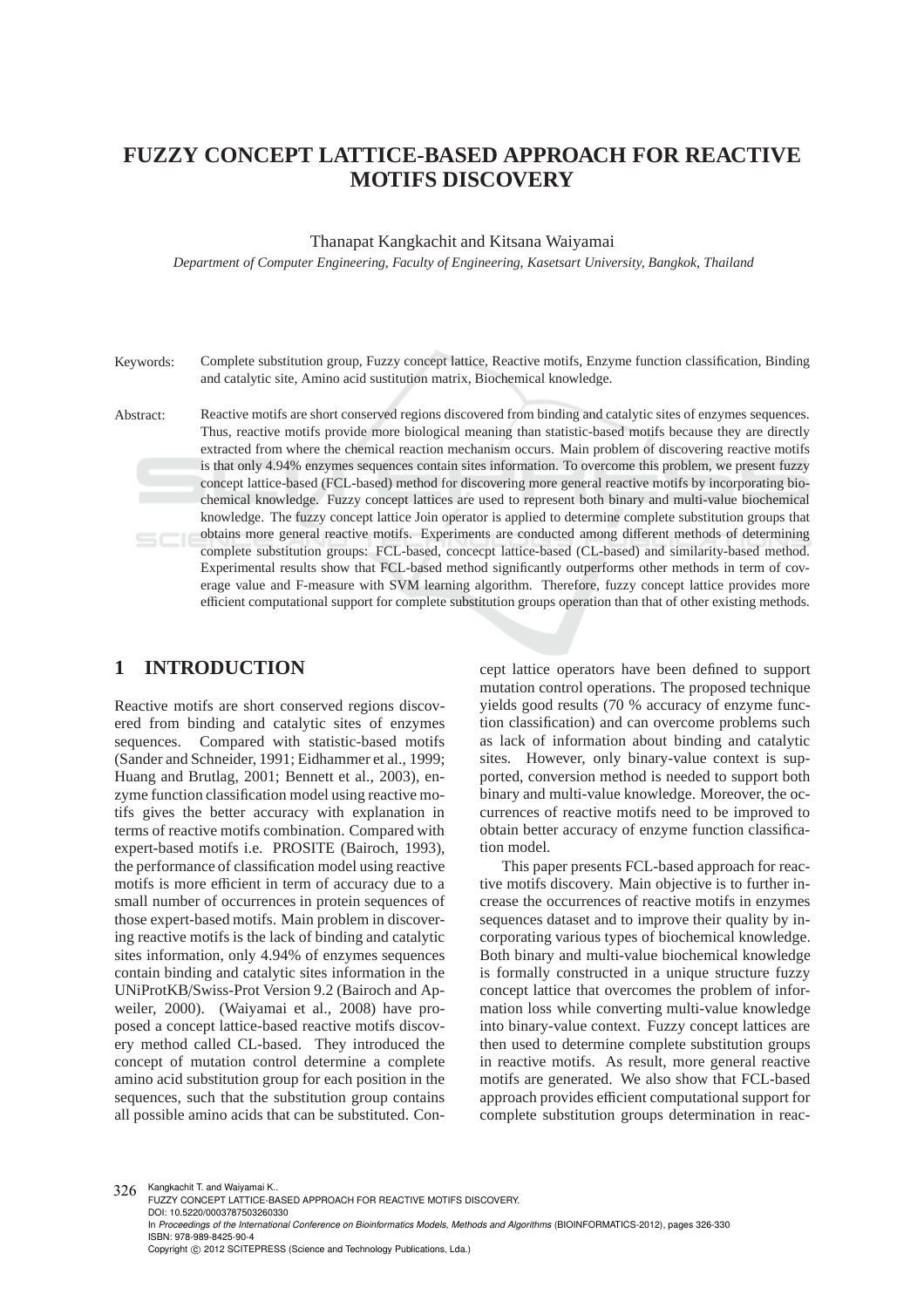# FUZZY CONCEPT LATTICE-BASED APPROACH FOR REACTIVE MOTIFS DISCOVERY

Thanapat Kangkachit and Kitsana Waiyamai

*Department of Computer Engineering, Faculty of Engineering, Kasetsart University, Bangkok, Thailand*

Keywords: Complete substitution group, Fuzzy concept lattice, Reactive motifs, Enzyme function classification, Binding and catalytic site, Amino acid sustitution matrix, Biochemical knowledge.

Abstract: Reactive motifs are short conserved regions discovered from binding and catalytic sites of enzymes sequences. Thus, reactive motifs provide more biological meaning than statistic-based motifs because they are directly extracted from where the chemical reaction mechanism occurs. Main problem of discovering reactive motifs is that only 4.94% enzymes sequences contain sites information. To overcome this problem, we present fuzzy concept lattice-based (FCL-based) method for discovering more general reactive motifs by incorporating biochemical knowledge. Fuzzy concept lattices are used to represent both binary and multi-value biochemical knowledge. The fuzzy concept lattice Join operator is applied to determine complete substitution groups that obtains more general reactive motifs. Experiments are conducted among different methods of determining complete substitution groups: FCL-based, concecpt lattice-based (CL-based) and similarity-based method. Experimental results show that FCL-based method significantly outperforms other methods in term of coverage value and F-measure with SVM learning algorithm. Therefore, fuzzy concept lattice provides more efficient computational support for complete substitution groups operation than that of other existing methods.

## 1 INTRODUCTION

Reactive motifs are short conserved regions discovered from binding and catalytic sites of enzymes sequences. Compared with statistic-based motifs (Sander and Schneider, 1991; Eidhammer et al., 1999; Huang and Brutlag, 2001; Bennett et al., 2003), enzyme function classification model using reactive motifs gives the better accuracy with explanation in terms of reactive motifs combination. Compared with expert-based motifs i.e. PROSITE (Bairoch, 1993), the performance of classification model using reactive motifs is more efficient in term of accuracy due to a small number of occurrences in protein sequences of those expert-based motifs. Main problem in discovering reactive motifs is the lack of binding and catalytic sites information, only 4.94% of enzymes sequences contain binding and catalytic sites information in the UNiProtKB/Swiss-Prot Version 9.2 (Bairoch and Apweiler, 2000). (Waiyamai et al., 2008) have proposed a concept lattice-based reactive motifs discovery method called CL-based. They introduced the concept of mutation control determine a complete amino acid substitution group for each position in the sequences, such that the substitution group contains all possible amino acids that can be substituted. Concept lattice operators have been defined to support mutation control operations. The proposed technique yields good results (70 % accuracy of enzyme function classification) and can overcome problems such as lack of information about binding and catalytic sites. However, only binary-value context is supported, conversion method is needed to support both binary and multi-value knowledge. Moreover, the occurrences of reactive motifs need to be improved to obtain better accuracy of enzyme function classification model.

This paper presents FCL-based approach for reactive motifs discovery. Main objective is to further increase the occurrences of reactive motifs in enzymes sequences dataset and to improve their quality by incorporating various types of biochemical knowledge. Both binary and multi-value biochemical knowledge is formally constructed in a unique structure fuzzy concept lattice that overcomes the problem of information loss while converting multi-value knowledge into binary-value context. Fuzzy concept lattices are then used to determine complete substitution groups in reactive motifs. As result, more general reactive motifs are generated. We also show that FCL-based approach provides efficient computational support for complete substitution groups determination in reac-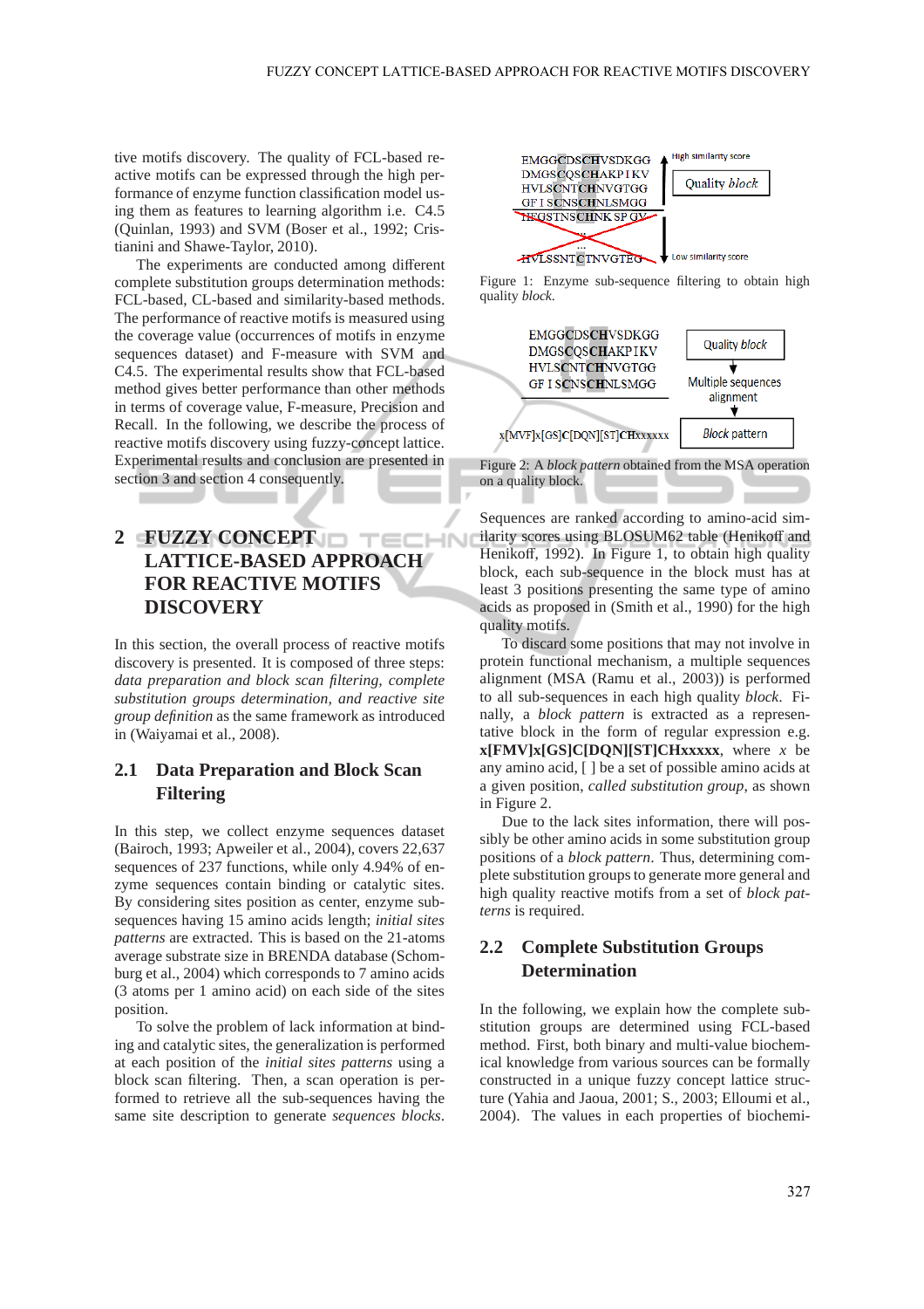tive motifs discovery. The quality of FCL-based reactive motifs can be expressed through the high performance of enzyme function classification model using them as features to learning algorithm i.e. C4.5 (Quinlan, 1993) and SVM (Boser et al., 1992; Cristianini and Shawe-Taylor, 2010).

The experiments are conducted among different complete substitution groups determination methods: FCL-based, CL-based and similarity-based methods. The performance of reactive motifs is measured using the coverage value (occurrences of motifs in enzyme sequences dataset) and F-measure with SVM and C4.5. The experimental results show that FCL-based method gives better performance than other methods in terms of coverage value, F-measure, Precision and Recall. In the following, we describe the process of reactive motifs discovery using fuzzy-concept lattice. Experimental results and conclusion are presented in section 3 and section 4 consequently.

## 2 FUZZY CONCEPT LATTICE-BASED APPROACH FOR REACTIVE MOTIFS DISCOVERY

In this section, the overall process of reactive motifs discovery is presented. It is composed of three steps: *data preparation and block scan filtering, complete substitution groups determination, and reactive site group definition* as the same framework as introduced in (Waiyamai et al., 2008).

### 2.1 Data Preparation and Block Scan Filtering

In this step, we collect enzyme sequences dataset (Bairoch, 1993; Apweiler et al., 2004), covers 22,637 sequences of 237 functions, while only 4.94% of enzyme sequences contain binding or catalytic sites. By considering sites position as center, enzyme subsequences having 15 amino acids length; *initial sites patterns* are extracted. This is based on the 21-atoms average substrate size in BRENDA database (Schomburg et al., 2004) which corresponds to 7 amino acids (3 atoms per 1 amino acid) on each side of the sites position.

To solve the problem of lack information at binding and catalytic sites, the generalization is performed at each position of the *initial sites patterns* using a block scan filtering. Then, a scan operation is performed to retrieve all the sub-sequences having the same site description to generate *sequences blocks*.

Figure 1: Enzyme sub-sequence filtering to obtain high quality *block*.

Figure 2: A *block pattern* obtained from the MSA operation on a quality block.

Sequences are ranked according to amino-acid similarity scores using BLOSUM62 table (Henikoff and Henikoff, 1992). In Figure 1, to obtain high quality block, each sub-sequence in the block must has at least 3 positions presenting the same type of amino acids as proposed in (Smith et al., 1990) for the high quality motifs.

To discard some positions that may not involve in protein functional mechanism, a multiple sequences alignment (MSA (Ramu et al., 2003)) is performed to all sub-sequences in each high quality *block*. Finally, a *block pattern* is extracted as a representative block in the form of regular expression e.g. **x[FMV]x[GS]C[DQN][ST]CHxxxxx**, where $x$ be any amino acid, [ ] be a set of possible amino acids at a given position, *called substitution group*, as shown in Figure 2.

Due to the lack sites information, there will possibly be other amino acids in some substitution group positions of a *block pattern*. Thus, determining complete substitution groups to generate more general and high quality reactive motifs from a set of *block patterns* is required.

### 2.2 Complete Substitution Groups Determination

In the following, we explain how the complete substitution groups are determined using FCL-based method. First, both binary and multi-value biochemical knowledge from various sources can be formally constructed in a unique fuzzy concept lattice structure (Yahia and Jaoua, 2001; S., 2003; Elloumi et al., 2004). The values in each properties of biochemi-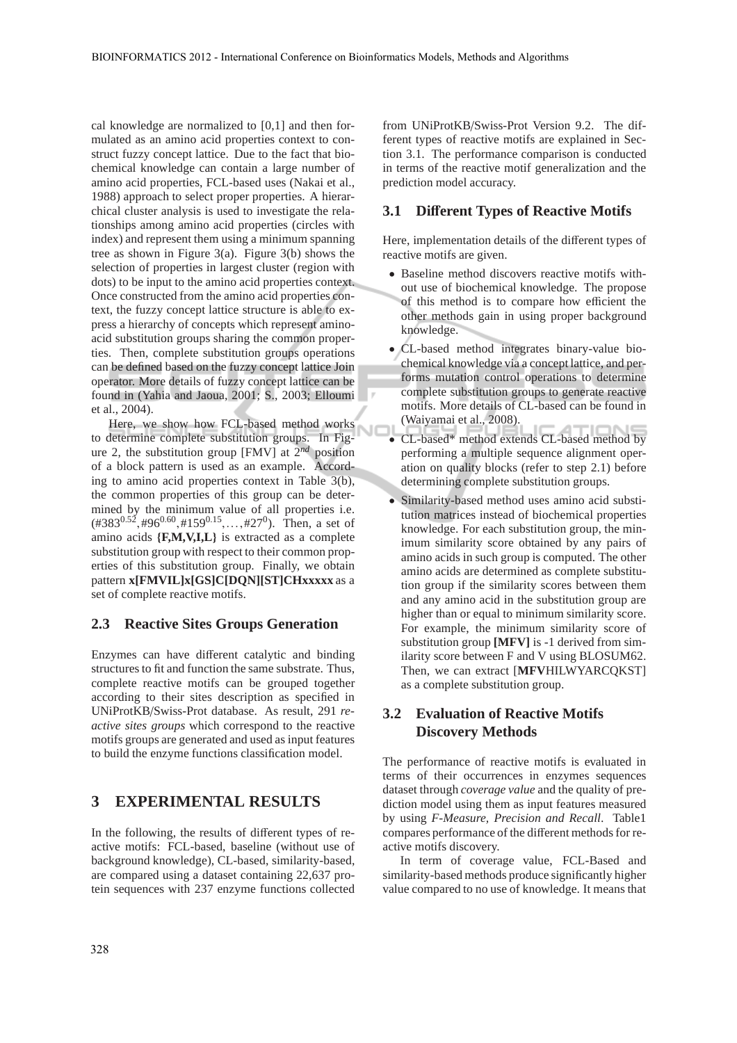cal knowledge are normalized to [0,1] and then formulated as an amino acid properties context to construct fuzzy concept lattice. Due to the fact that biochemical knowledge can contain a large number of amino acid properties, FCL-based uses (Nakai et al., 1988) approach to select proper properties. A hierarchical cluster analysis is used to investigate the relationships among amino acid properties (circles with index) and represent them using a minimum spanning tree as shown in Figure 3(a). Figure 3(b) shows the selection of properties in largest cluster (region with dots) to be input to the amino acid properties context. Once constructed from the amino acid properties context, the fuzzy concept lattice structure is able to express a hierarchy of concepts which represent aminoacid substitution groups sharing the common properties. Then, complete substitution groups operations can be defined based on the fuzzy concept lattice Join operator. More details of fuzzy concept lattice can be found in (Yahia and Jaoua, 2001; S., 2003; Elloumi et al., 2004).

Here, we show how FCL-based method works to determine complete substitution groups. In Figure 2, the substitution group [FMV] at $2^{nd}$ position of a block pattern is used as an example. According to amino acid properties context in Table 3(b), the common properties of this group can be determined by the minimum value of all properties i.e. ($\#383^{0.52}, \#96^{0.60}, \#159^{0.15}, \ldots, \#27^{0}$). Then, a set of amino acids **{F,M,V,I,L}** is extracted as a complete substitution group with respect to their common properties of this substitution group. Finally, we obtain pattern **x[FMVIL]x[GS]C[DQN][ST]CHxxxxx** as a set of complete reactive motifs.

## 2.3 Reactive Sites Groups Generation

Enzymes can have different catalytic and binding structures to fit and function the same substrate. Thus, complete reactive motifs can be grouped together according to their sites description as specified in UNiProtKB/Swiss-Prot database. As result, 291 *reactive sites groups* which correspond to the reactive motifs groups are generated and used as input features to build the enzyme functions classification model.

# 3 EXPERIMENTAL RESULTS

In the following, the results of different types of reactive motifs: FCL-based, baseline (without use of background knowledge), CL-based, similarity-based, are compared using a dataset containing 22,637 protein sequences with 237 enzyme functions collected from UNiProtKB/Swiss-Prot Version 9.2. The different types of reactive motifs are explained in Section 3.1. The performance comparison is conducted in terms of the reactive motif generalization and the prediction model accuracy.

## 3.1 Different Types of Reactive Motifs

Here, implementation details of the different types of reactive motifs are given.

- Baseline method discovers reactive motifs without use of biochemical knowledge. The propose of this method is to compare how efficient the other methods gain in using proper background knowledge.
- CL-based method integrates binary-value biochemical knowledge via a concept lattice, and performs mutation control operations to determine complete substitution groups to generate reactive motifs. More details of CL-based can be found in (Waiyamai et al., 2008).
- CL-based* method extends CL-based method by performing a multiple sequence alignment operation on quality blocks (refer to step 2.1) before determining complete substitution groups.
- Similarity-based method uses amino acid substitution matrices instead of biochemical properties knowledge. For each substitution group, the minimum similarity score obtained by any pairs of amino acids in such group is computed. The other amino acids are determined as complete substitution group if the similarity scores between them and any amino acid in the substitution group are higher than or equal to minimum similarity score. For example, the minimum similarity score of substitution group **[MFV]** is -1 derived from similarity score between F and V using BLOSUM62. Then, we can extract [**MFV**HILWYARCQKST] as a complete substitution group.

## 3.2 Evaluation of Reactive Motifs Discovery Methods

The performance of reactive motifs is evaluated in terms of their occurrences in enzymes sequences dataset through *coverage value* and the quality of prediction model using them as input features measured by using *F-Measure, Precision and Recall*. Table1 compares performance of the different methods for reactive motifs discovery.

In term of coverage value, FCL-Based and similarity-based methods produce significantly higher value compared to no use of knowledge. It means that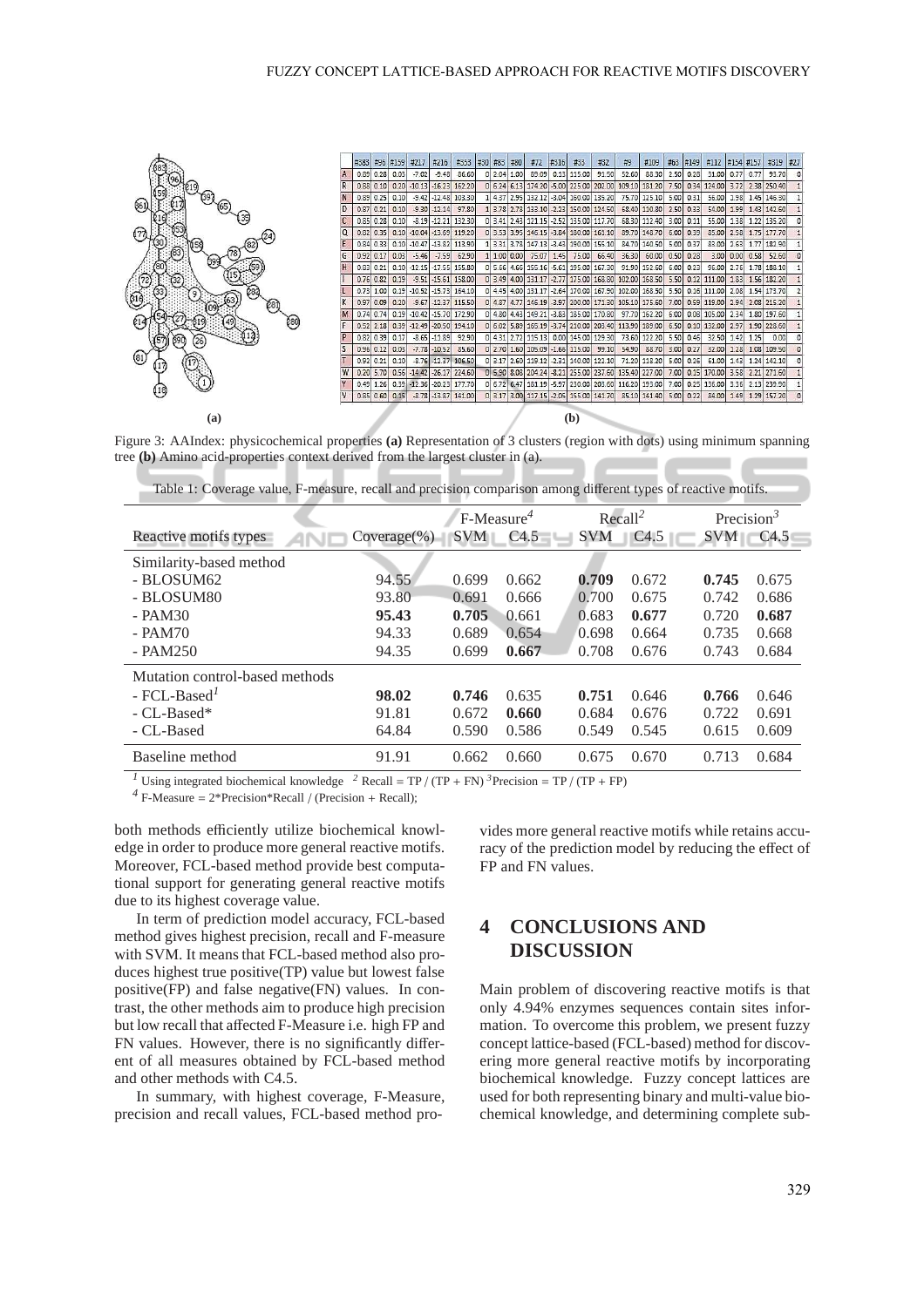(a)

(b)

Figure 3: AAIndex: physicochemical properties **(a)** Representation of 3 clusters (region with dots) using minimum spanning tree **(b)** Amino acid-properties context derived from the largest cluster in (a).

Table 1: Coverage value, F-measure, recall and precision comparison among different types of reactive motifs.

| Reactive motifs types | Coverage(%) | F-Measure[4] | | Recall[2] | | Precision[3] | |
|---|---|---|---|---|---|---|---|
| | | SVM | C4.5 | SVM | C4.5 | SVM | C4.5 |
| Similarity-based method | | | | | | | |
| - BLOSUM62 | 94.55 | 0.699 | 0.662 | **0.709** | 0.672 | **0.745** | 0.675 |
| - BLOSUM80 | 93.80 | 0.691 | 0.666 | 0.700 | 0.675 | 0.742 | 0.686 |
| - PAM30 | **95.43** | **0.705** | 0.661 | 0.683 | **0.677** | 0.720 | **0.687** |
| - PAM70 | 94.33 | 0.689 | 0.654 | 0.698 | 0.664 | 0.735 | 0.668 |
| - PAM250 | 94.35 | 0.699 | **0.667** | 0.708 | 0.676 | 0.743 | 0.684 |
| Mutation control-based methods | | | | | | | |
| - FCL-Based[1] | **98.02** | **0.746** | 0.635 | **0.751** | 0.646 | **0.766** | 0.646 |
| - CL-Based* | 91.81 | 0.672 | **0.660** | 0.684 | 0.676 | 0.722 | 0.691 |
| - CL-Based | 64.84 | 0.590 | 0.586 | 0.549 | 0.545 | 0.615 | 0.609 |
| Baseline method | 91.91 | 0.662 | 0.660 | 0.675 | 0.670 | 0.713 | 0.684 |

[1] Using integrated biochemical knowledge [2] Recall = TP / (TP + FN) [3] Precision = TP / (TP + FP)
[4] F-Measure = 2*Precision*Recall / (Precision + Recall);

both methods efficiently utilize biochemical knowledge in order to produce more general reactive motifs. Moreover, FCL-based method provide best computational support for generating general reactive motifs due to its highest coverage value.

In term of prediction model accuracy, FCL-based method gives highest precision, recall and F-measure with SVM. It means that FCL-based method also produces highest true positive(TP) value but lowest false positive(FP) and false negative(FN) values. In contrast, the other methods aim to produce high precision but low recall that affected F-Measure i.e. high FP and FN values. However, there is no significantly different of all measures obtained by FCL-based method and other methods with C4.5.

In summary, with highest coverage, F-Measure, precision and recall values, FCL-based method provides more general reactive motifs while retains accuracy of the prediction model by reducing the effect of FP and FN values.

## 4 CONCLUSIONS AND DISCUSSION

Main problem of discovering reactive motifs is that only 4.94% enzymes sequences contain sites information. To overcome this problem, we present fuzzy concept lattice-based (FCL-based) method for discovering more general reactive motifs by incorporating biochemical knowledge. Fuzzy concept lattices are used for both representing binary and multi-value biochemical knowledge, and determining complete sub-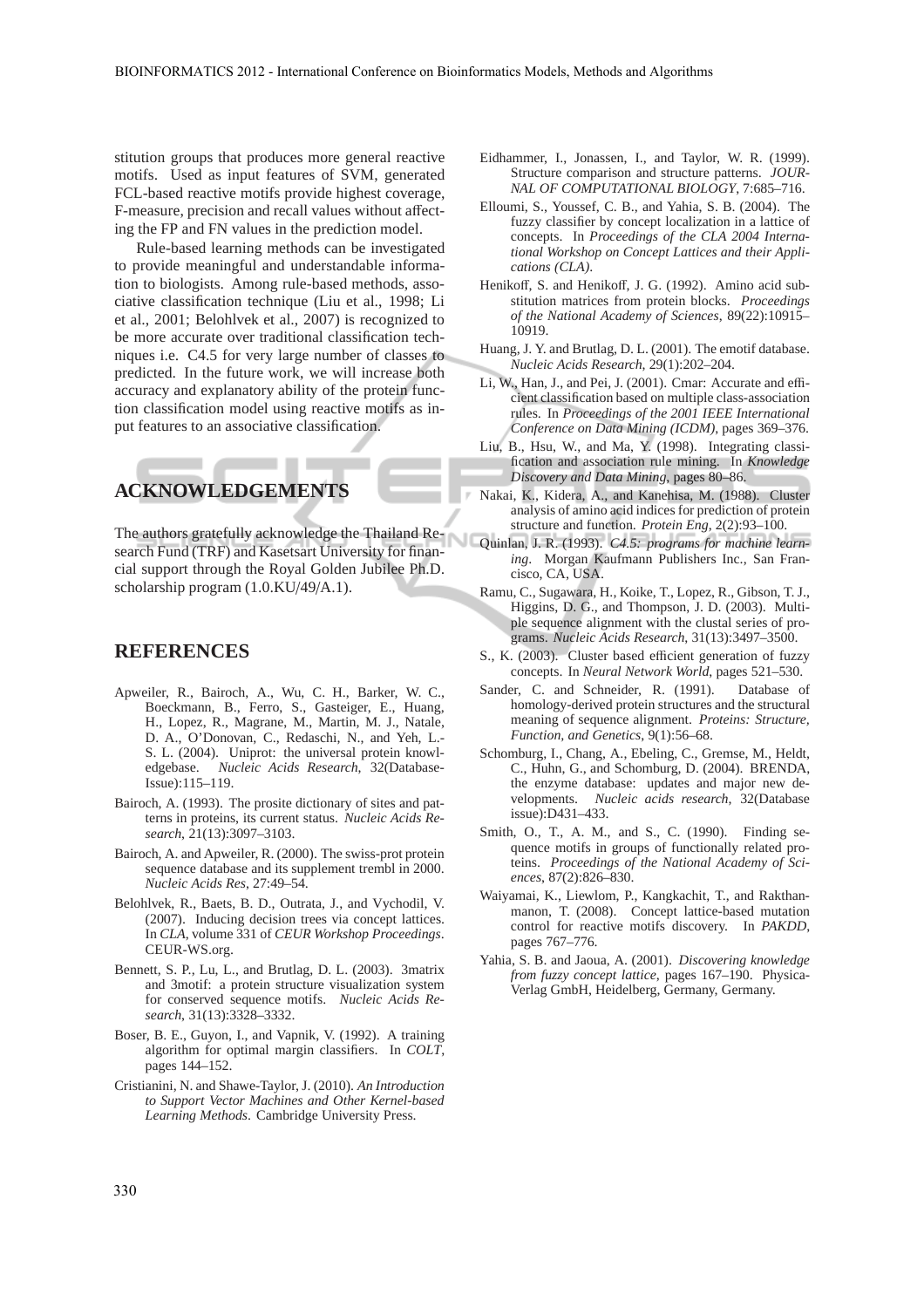stitution groups that produces more general reactive motifs. Used as input features of SVM, generated FCL-based reactive motifs provide highest coverage, F-measure, precision and recall values without affecting the FP and FN values in the prediction model.

Rule-based learning methods can be investigated to provide meaningful and understandable information to biologists. Among rule-based methods, associative classification technique (Liu et al., 1998; Li et al., 2001; Belohlvek et al., 2007) is recognized to be more accurate over traditional classification techniques i.e. C4.5 for very large number of classes to predicted. In the future work, we will increase both accuracy and explanatory ability of the protein function classification model using reactive motifs as input features to an associative classification.

## ACKNOWLEDGEMENTS

The authors gratefully acknowledge the Thailand Research Fund (TRF) and Kasetsart University for financial support through the Royal Golden Jubilee Ph.D. scholarship program (1.0.KU/49/A.1).

## REFERENCES

Apweiler, R., Bairoch, A., Wu, C. H., Barker, W. C., Boeckmann, B., Ferro, S., Gasteiger, E., Huang, H., Lopez, R., Magrane, M., Martin, M. J., Natale, D. A., O'Donovan, C., Redaschi, N., and Yeh, L.-S. L. (2004). Uniprot: the universal protein knowledgebase. *Nucleic Acids Research*, 32(Database-Issue):115–119.

Bairoch, A. (1993). The prosite dictionary of sites and patterns in proteins, its current status. *Nucleic Acids Research*, 21(13):3097–3103.

Bairoch, A. and Apweiler, R. (2000). The swiss-prot protein sequence database and its supplement trembl in 2000. *Nucleic Acids Res*, 27:49–54.

Belohlvek, R., Baets, B. D., Outrata, J., and Vychodil, V. (2007). Inducing decision trees via concept lattices. In *CLA*, volume 331 of *CEUR Workshop Proceedings*. CEUR-WS.org.

Bennett, S. P., Lu, L., and Brutlag, D. L. (2003). 3matrix and 3motif: a protein structure visualization system for conserved sequence motifs. *Nucleic Acids Research*, 31(13):3328–3332.

Boser, B. E., Guyon, I., and Vapnik, V. (1992). A training algorithm for optimal margin classifiers. In *COLT*, pages 144–152.

Cristianini, N. and Shawe-Taylor, J. (2010). *An Introduction to Support Vector Machines and Other Kernel-based Learning Methods*. Cambridge University Press.

Eidhammer, I., Jonassen, I., and Taylor, W. R. (1999). Structure comparison and structure patterns. *JOURNAL OF COMPUTATIONAL BIOLOGY*, 7:685–716.

Elloumi, S., Youssef, C. B., and Yahia, S. B. (2004). The fuzzy classifier by concept localization in a lattice of concepts. In *Proceedings of the CLA 2004 International Workshop on Concept Lattices and their Applications (CLA)*.

Henikoff, S. and Henikoff, J. G. (1992). Amino acid substitution matrices from protein blocks. *Proceedings of the National Academy of Sciences*, 89(22):10915–10919.

Huang, J. Y. and Brutlag, D. L. (2001). The emotif database. *Nucleic Acids Research*, 29(1):202–204.

Li, W., Han, J., and Pei, J. (2001). Cmar: Accurate and efficient classification based on multiple class-association rules. In *Proceedings of the 2001 IEEE International Conference on Data Mining (ICDM)*, pages 369–376.

Liu, B., Hsu, W., and Ma, Y. (1998). Integrating classification and association rule mining. In *Knowledge Discovery and Data Mining*, pages 80–86.

Nakai, K., Kidera, A., and Kanehisa, M. (1988). Cluster analysis of amino acid indices for prediction of protein structure and function. *Protein Eng*, 2(2):93–100.

Quinlan, J. R. (1993). *C4.5: programs for machine learning*. Morgan Kaufmann Publishers Inc., San Francisco, CA, USA.

Ramu, C., Sugawara, H., Koike, T., Lopez, R., Gibson, T. J., Higgins, D. G., and Thompson, J. D. (2003). Multiple sequence alignment with the clustal series of programs. *Nucleic Acids Research*, 31(13):3497–3500.

S., K. (2003). Cluster based efficient generation of fuzzy concepts. In *Neural Network World*, pages 521–530.

Sander, C. and Schneider, R. (1991). Database of homology-derived protein structures and the structural meaning of sequence alignment. *Proteins: Structure, Function, and Genetics*, 9(1):56–68.

Schomburg, I., Chang, A., Ebeling, C., Gremse, M., Heldt, C., Huhn, G., and Schomburg, D. (2004). BRENDA, the enzyme database: updates and major new developments. *Nucleic acids research*, 32(Database issue):D431–433.

Smith, O., T., A. M., and S., C. (1990). Finding sequence motifs in groups of functionally related proteins. *Proceedings of the National Academy of Sciences*, 87(2):826–830.

Waiyamai, K., Liewlom, P., Kangkachit, T., and Rakthanmanon, T. (2008). Concept lattice-based mutation control for reactive motifs discovery. In *PAKDD*, pages 767–776.

Yahia, S. B. and Jaoua, A. (2001). *Discovering knowledge from fuzzy concept lattice*, pages 167–190. Physica-Verlag GmbH, Heidelberg, Germany, Germany.